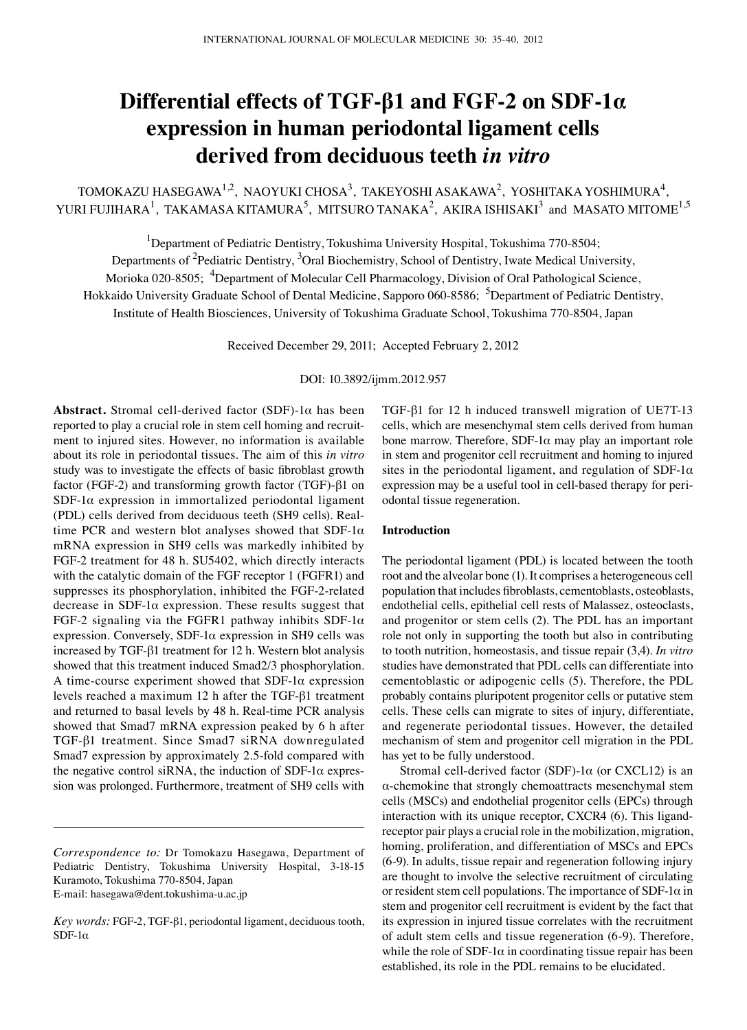# Differential effects of TGF-β1 and FGF-2 on SDF-1α expression in human periodontal ligament cells derived from deciduous teeth *in vitro*

TOMOKAZU HASEGAWA[1,2], NAOYUKI CHOSA[3], TAKEYOSHI ASAKAWA[2], YOSHITAKA YOSHIMURA[4], YURI FUJIHARA[1], TAKAMASA KITAMURA[5], MITSURO TANAKA[2], AKIRA ISHISAKI[3] and MASATO MITOME[1,5]

[1]Department of Pediatric Dentistry, Tokushima University Hospital, Tokushima 770-8504; Departments of [2]Pediatric Dentistry, [3]Oral Biochemistry, School of Dentistry, Iwate Medical University, Morioka 020-8505; [4]Department of Molecular Cell Pharmacology, Division of Oral Pathological Science, Hokkaido University Graduate School of Dental Medicine, Sapporo 060-8586; [5]Department of Pediatric Dentistry, Institute of Health Biosciences, University of Tokushima Graduate School, Tokushima 770-8504, Japan

Received December 29, 2011; Accepted February 2, 2012

DOI: 10.3892/ijmm.2012.957

**Abstract.** Stromal cell-derived factor (SDF)-1α has been reported to play a crucial role in stem cell homing and recruitment to injured sites. However, no information is available about its role in periodontal tissues. The aim of this *in vitro* study was to investigate the effects of basic fibroblast growth factor (FGF-2) and transforming growth factor (TGF)-β1 on SDF-1α expression in immortalized periodontal ligament (PDL) cells derived from deciduous teeth (SH9 cells). Real-time PCR and western blot analyses showed that SDF-1α mRNA expression in SH9 cells was markedly inhibited by FGF-2 treatment for 48 h. SU5402, which directly interacts with the catalytic domain of the FGF receptor 1 (FGFR1) and suppresses its phosphorylation, inhibited the FGF-2-related decrease in SDF-1α expression. These results suggest that FGF-2 signaling via the FGFR1 pathway inhibits SDF-1α expression. Conversely, SDF-1α expression in SH9 cells was increased by TGF-β1 treatment for 12 h. Western blot analysis showed that this treatment induced Smad2/3 phosphorylation. A time-course experiment showed that SDF-1α expression levels reached a maximum 12 h after the TGF-β1 treatment and returned to basal levels by 48 h. Real-time PCR analysis showed that Smad7 mRNA expression peaked by 6 h after TGF-β1 treatment. Since Smad7 siRNA downregulated Smad7 expression by approximately 2.5-fold compared with the negative control siRNA, the induction of SDF-1α expression was prolonged. Furthermore, treatment of SH9 cells with TGF-β1 for 12 h induced transwell migration of UE7T-13 cells, which are mesenchymal stem cells derived from human bone marrow. Therefore, SDF-1α may play an important role in stem and progenitor cell recruitment and homing to injured sites in the periodontal ligament, and regulation of SDF-1α expression may be a useful tool in cell-based therapy for periodontal tissue regeneration.

*Correspondence to:* Dr Tomokazu Hasegawa, Department of Pediatric Dentistry, Tokushima University Hospital, 3-18-15 Kuramoto, Tokushima 770-8504, Japan
E-mail: hasegawa@dent.tokushima-u.ac.jp

*Key words:* FGF-2, TGF-β1, periodontal ligament, deciduous tooth, SDF-1α

## Introduction

The periodontal ligament (PDL) is located between the tooth root and the alveolar bone (1). It comprises a heterogeneous cell population that includes fibroblasts, cementoblasts, osteoblasts, endothelial cells, epithelial cell rests of Malassez, osteoclasts, and progenitor or stem cells (2). The PDL has an important role not only in supporting the tooth but also in contributing to tooth nutrition, homeostasis, and tissue repair (3,4). *In vitro* studies have demonstrated that PDL cells can differentiate into cementoblastic or adipogenic cells (5). Therefore, the PDL probably contains pluripotent progenitor cells or putative stem cells. These cells can migrate to sites of injury, differentiate, and regenerate periodontal tissues. However, the detailed mechanism of stem and progenitor cell migration in the PDL has yet to be fully understood.

Stromal cell-derived factor (SDF)-1α (or CXCL12) is an α-chemokine that strongly chemoattracts mesenchymal stem cells (MSCs) and endothelial progenitor cells (EPCs) through interaction with its unique receptor, CXCR4 (6). This ligand-receptor pair plays a crucial role in the mobilization, migration, homing, proliferation, and differentiation of MSCs and EPCs (6-9). In adults, tissue repair and regeneration following injury are thought to involve the selective recruitment of circulating or resident stem cell populations. The importance of SDF-1α in stem and progenitor cell recruitment is evident by the fact that its expression in injured tissue correlates with the recruitment of adult stem cells and tissue regeneration (6-9). Therefore, while the role of SDF-1α in coordinating tissue repair has been established, its role in the PDL remains to be elucidated.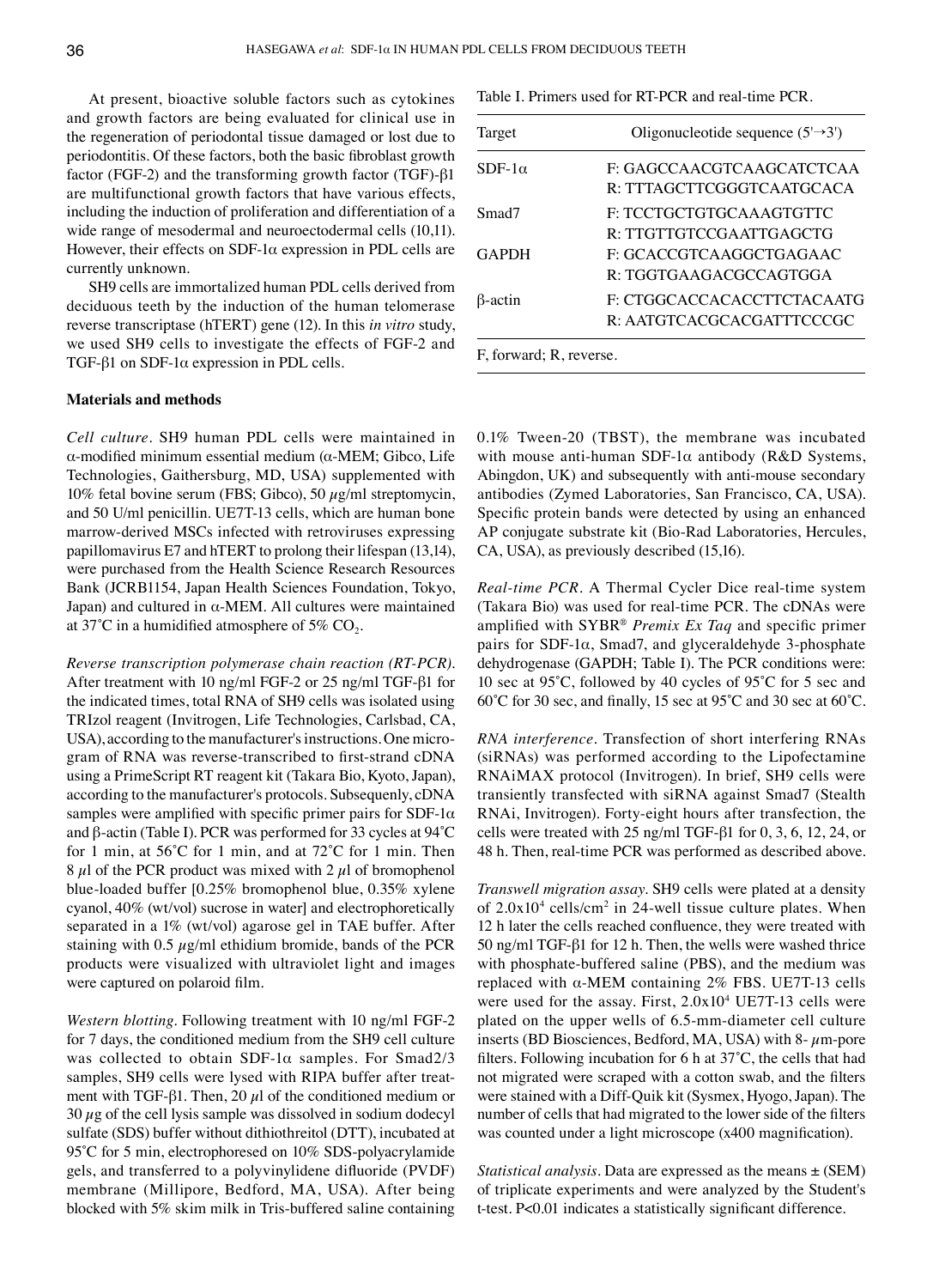At present, bioactive soluble factors such as cytokines and growth factors are being evaluated for clinical use in the regeneration of periodontal tissue damaged or lost due to periodontitis. Of these factors, both the basic fibroblast growth factor (FGF-2) and the transforming growth factor (TGF)-β1 are multifunctional growth factors that have various effects, including the induction of proliferation and differentiation of a wide range of mesodermal and neuroectodermal cells (10,11). However, their effects on SDF-1α expression in PDL cells are currently unknown.

SH9 cells are immortalized human PDL cells derived from deciduous teeth by the induction of the human telomerase reverse transcriptase (hTERT) gene (12). In this *in vitro* study, we used SH9 cells to investigate the effects of FGF-2 and TGF-β1 on SDF-1α expression in PDL cells.

## Materials and methods

*Cell culture.* SH9 human PDL cells were maintained in α-modified minimum essential medium (α-MEM; Gibco, Life Technologies, Gaithersburg, MD, USA) supplemented with 10% fetal bovine serum (FBS; Gibco), 50 µg/ml streptomycin, and 50 U/ml penicillin. UE7T-13 cells, which are human bone marrow-derived MSCs infected with retroviruses expressing papillomavirus E7 and hTERT to prolong their lifespan (13,14), were purchased from the Health Science Research Resources Bank (JCRB1154, Japan Health Sciences Foundation, Tokyo, Japan) and cultured in α-MEM. All cultures were maintained at 37˚C in a humidified atmosphere of 5% $CO_2$.

*Reverse transcription polymerase chain reaction (RT-PCR).* After treatment with 10 ng/ml FGF-2 or 25 ng/ml TGF-β1 for the indicated times, total RNA of SH9 cells was isolated using TRIzol reagent (Invitrogen, Life Technologies, Carlsbad, CA, USA), according to the manufacturer's instructions. One microgram of RNA was reverse-transcribed to first-strand cDNA using a PrimeScript RT reagent kit (Takara Bio, Kyoto, Japan), according to the manufacturer's protocols. Subsequenly, cDNA samples were amplified with specific primer pairs for SDF-1α and β-actin (Table I). PCR was performed for 33 cycles at 94˚C for 1 min, at 56˚C for 1 min, and at 72˚C for 1 min. Then 8 µl of the PCR product was mixed with 2 µl of bromophenol blue-loaded buffer [0.25% bromophenol blue, 0.35% xylene cyanol, 40% (wt/vol) sucrose in water] and electrophoretically separated in a 1% (wt/vol) agarose gel in TAE buffer. After staining with 0.5 µg/ml ethidium bromide, bands of the PCR products were visualized with ultraviolet light and images were captured on polaroid film.

*Western blotting.* Following treatment with 10 ng/ml FGF-2 for 7 days, the conditioned medium from the SH9 cell culture was collected to obtain SDF-1α samples. For Smad2/3 samples, SH9 cells were lysed with RIPA buffer after treatment with TGF-β1. Then, 20 µl of the conditioned medium or 30 µg of the cell lysis sample was dissolved in sodium dodecyl sulfate (SDS) buffer without dithiothreitol (DTT), incubated at 95˚C for 5 min, electrophoresed on 10% SDS-polyacrylamide gels, and transferred to a polyvinylidene difluoride (PVDF) membrane (Millipore, Bedford, MA, USA). After being blocked with 5% skim milk in Tris-buffered saline containing 0.1% Tween-20 (TBST), the membrane was incubated with mouse anti-human SDF-1α antibody (R&D Systems, Abingdon, UK) and subsequently with anti-mouse secondary antibodies (Zymed Laboratories, San Francisco, CA, USA). Specific protein bands were detected by using an enhanced AP conjugate substrate kit (Bio-Rad Laboratories, Hercules, CA, USA), as previously described (15,16).

Table I. Primers used for RT-PCR and real-time PCR.

| Target | Oligonucleotide sequence (5'→3') |
|---|---|
| SDF-1α | F: GAGCCAACGTCAAGCATCTCAA |
| | R: TTTAGCTTCGGGTCAATGCACA |
| Smad7 | F: TCCTGCTGTGCAAAGTGTTC |
| | R: TTGTTGTCCGAATTGAGCTG |
| GAPDH | F: GCACCGTCAAGGCTGAGAAC |
| | R: TGGTGAAGACGCCAGTGGA |
| β-actin | F: CTGGCACCACACCTTCTACAATG |
| | R: AATGTCACGCACGATTTCCCGC |

F, forward; R, reverse.

*Real-time PCR.* A Thermal Cycler Dice real-time system (Takara Bio) was used for real-time PCR. The cDNAs were amplified with SYBR® *Premix Ex Taq* and specific primer pairs for SDF-1α, Smad7, and glyceraldehyde 3-phosphate dehydrogenase (GAPDH; Table I). The PCR conditions were: 10 sec at 95˚C, followed by 40 cycles of 95˚C for 5 sec and 60˚C for 30 sec, and finally, 15 sec at 95˚C and 30 sec at 60˚C.

*RNA interference.* Transfection of short interfering RNAs (siRNAs) was performed according to the Lipofectamine RNAiMAX protocol (Invitrogen). In brief, SH9 cells were transiently transfected with siRNA against Smad7 (Stealth RNAi, Invitrogen). Forty-eight hours after transfection, the cells were treated with 25 ng/ml TGF-β1 for 0, 3, 6, 12, 24, or 48 h. Then, real-time PCR was performed as described above.

*Transwell migration assay.* SH9 cells were plated at a density of $2.0\times10^4$ cells/cm$^2$ in 24-well tissue culture plates. When 12 h later the cells reached confluence, they were treated with 50 ng/ml TGF-β1 for 12 h. Then, the wells were washed thrice with phosphate-buffered saline (PBS), and the medium was replaced with α-MEM containing 2% FBS. UE7T-13 cells were used for the assay. First, $2.0\times10^4$ UE7T-13 cells were plated on the upper wells of 6.5-mm-diameter cell culture inserts (BD Biosciences, Bedford, MA, USA) with 8- µm-pore filters. Following incubation for 6 h at 37˚C, the cells that had not migrated were scraped with a cotton swab, and the filters were stained with a Diff-Quik kit (Sysmex, Hyogo, Japan). The number of cells that had migrated to the lower side of the filters was counted under a light microscope (x400 magnification).

*Statistical analysis.* Data are expressed as the means ± (SEM) of triplicate experiments and were analyzed by the Student's t-test. $P<0.01$ indicates a statistically significant difference.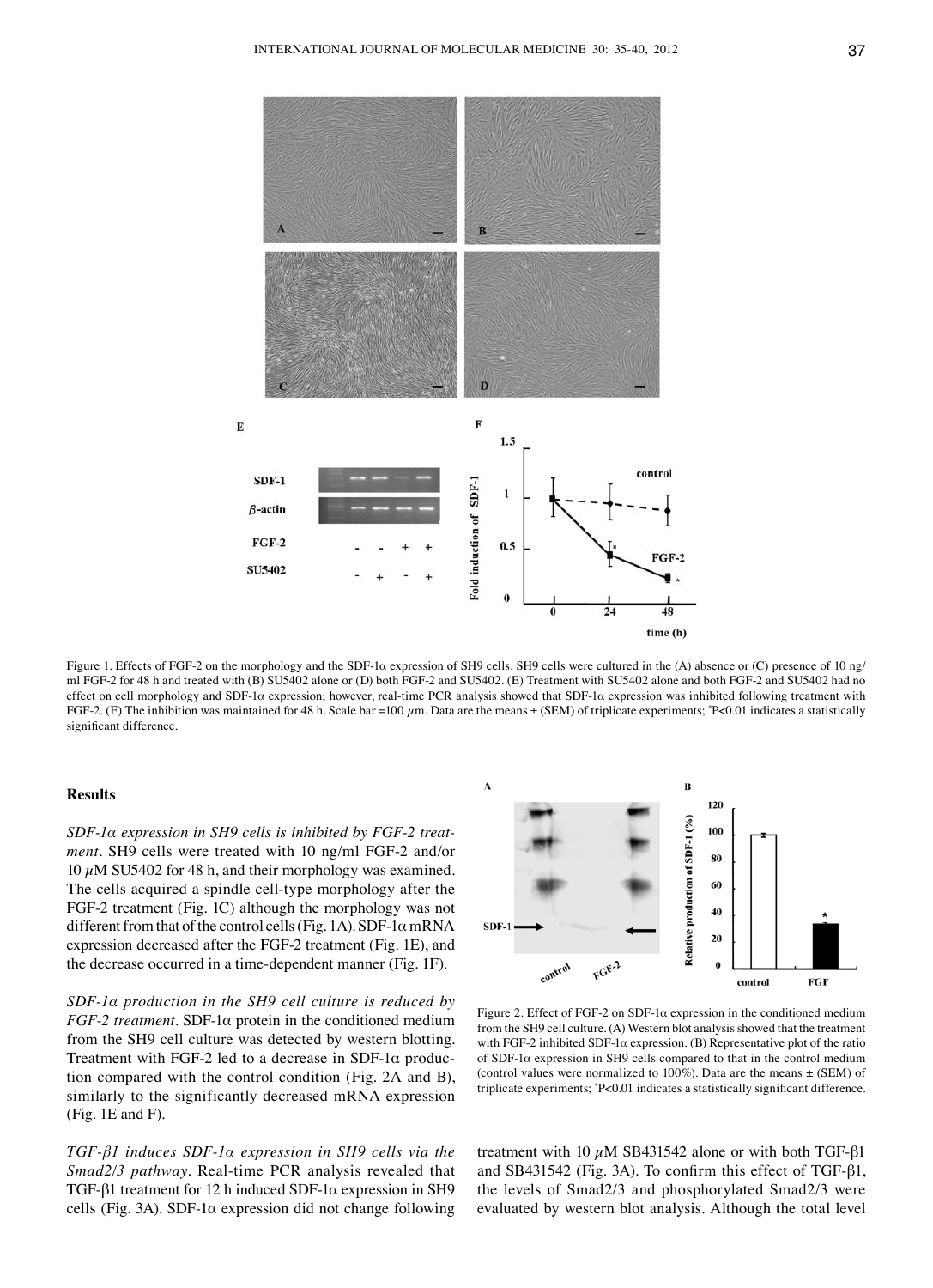Figure 1. Effects of FGF-2 on the morphology and the SDF-1α expression of SH9 cells. SH9 cells were cultured in the (A) absence or (C) presence of 10 ng/ml FGF-2 for 48 h and treated with (B) SU5402 alone or (D) both FGF-2 and SU5402. (E) Treatment with SU5402 alone and both FGF-2 and SU5402 had no effect on cell morphology and SDF-1α expression; however, real-time PCR analysis showed that SDF-1α expression was inhibited following treatment with FGF-2. (F) The inhibition was maintained for 48 h. Scale bar =100 μm. Data are the means ± (SEM) of triplicate experiments; *P<0.01 indicates a statistically significant difference.

## Results

*SDF-1α expression in SH9 cells is inhibited by FGF-2 treatment.* SH9 cells were treated with 10 ng/ml FGF-2 and/or 10 μM SU5402 for 48 h, and their morphology was examined. The cells acquired a spindle cell-type morphology after the FGF-2 treatment (Fig. 1C) although the morphology was not different from that of the control cells (Fig. 1A). SDF-1α mRNA expression decreased after the FGF-2 treatment (Fig. 1E), and the decrease occurred in a time-dependent manner (Fig. 1F).

*SDF-1α production in the SH9 cell culture is reduced by FGF-2 treatment.* SDF-1α protein in the conditioned medium from the SH9 cell culture was detected by western blotting. Treatment with FGF-2 led to a decrease in SDF-1α production compared with the control condition (Fig. 2A and B), similarly to the significantly decreased mRNA expression (Fig. 1E and F).

Figure 2. Effect of FGF-2 on SDF-1α expression in the conditioned medium from the SH9 cell culture. (A) Western blot analysis showed that the treatment with FGF-2 inhibited SDF-1α expression. (B) Representative plot of the ratio of SDF-1α expression in SH9 cells compared to that in the control medium (control values were normalized to 100%). Data are the means ± (SEM) of triplicate experiments; *P<0.01 indicates a statistically significant difference.

*TGF-β1 induces SDF-1α expression in SH9 cells via the Smad2/3 pathway.* Real-time PCR analysis revealed that TGF-β1 treatment for 12 h induced SDF-1α expression in SH9 cells (Fig. 3A). SDF-1α expression did not change following treatment with 10 μM SB431542 alone or with both TGF-β1 and SB431542 (Fig. 3A). To confirm this effect of TGF-β1, the levels of Smad2/3 and phosphorylated Smad2/3 were evaluated by western blot analysis. Although the total level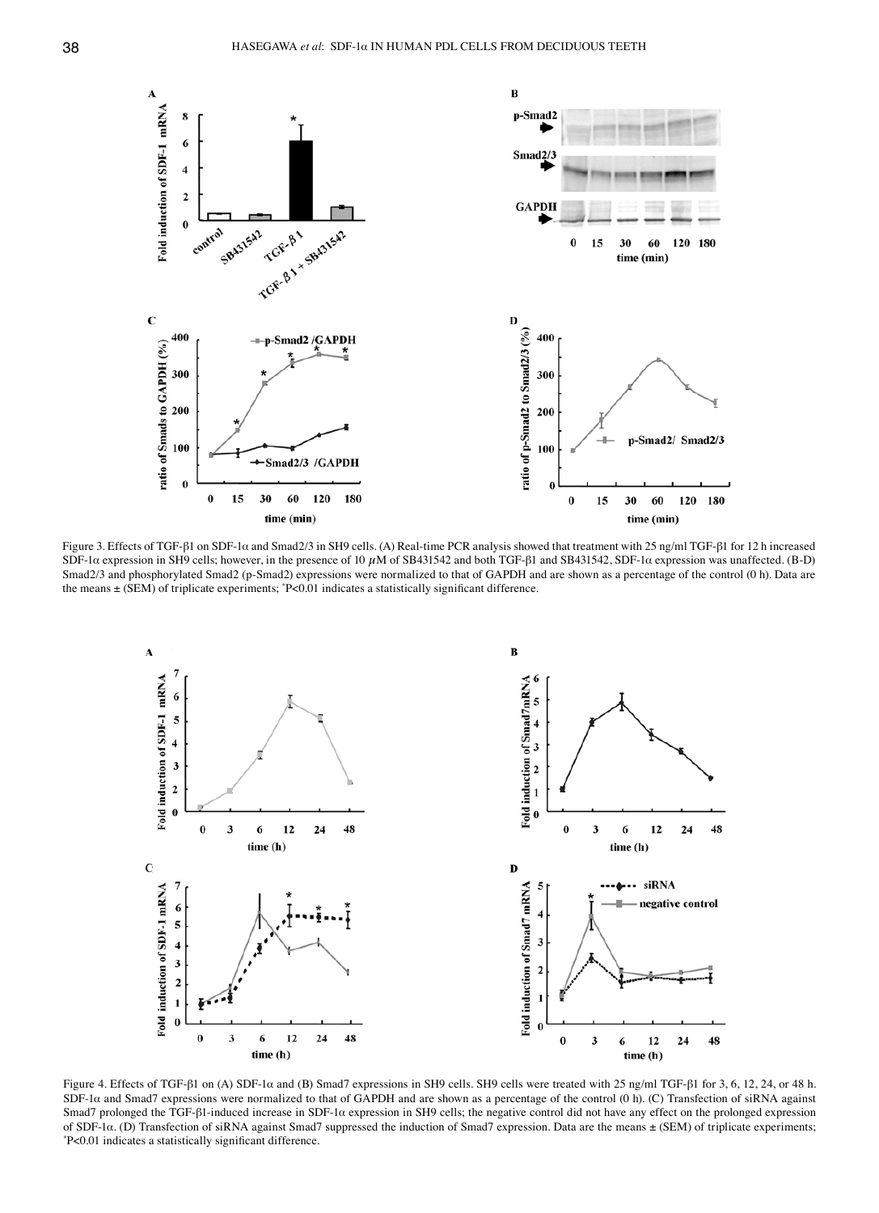Figure 3. Effects of TGF-β1 on SDF-1α and Smad2/3 in SH9 cells. (A) Real-time PCR analysis showed that treatment with 25 ng/ml TGF-β1 for 12 h increased SDF-1α expression in SH9 cells; however, in the presence of 10 $\mu$M of SB431542 and both TGF-β1 and SB431542, SDF-1α expression was unaffected. (B-D) Smad2/3 and phosphorylated Smad2 (p-Smad2) expressions were normalized to that of GAPDH and are shown as a percentage of the control (0 h). Data are the means ± (SEM) of triplicate experiments; *P<0.01 indicates a statistically significant difference.

Figure 4. Effects of TGF-β1 on (A) SDF-1α and (B) Smad7 expressions in SH9 cells. SH9 cells were treated with 25 ng/ml TGF-β1 for 3, 6, 12, 24, or 48 h. SDF-1α and Smad7 expressions were normalized to that of GAPDH and are shown as a percentage of the control (0 h). (C) Transfection of siRNA against Smad7 prolonged the TGF-β1-induced increase in SDF-1α expression in SH9 cells; the negative control did not have any effect on the prolonged expression of SDF-1α. (D) Transfection of siRNA against Smad7 suppressed the induction of Smad7 expression. Data are the means ± (SEM) of triplicate experiments; *P<0.01 indicates a statistically significant difference.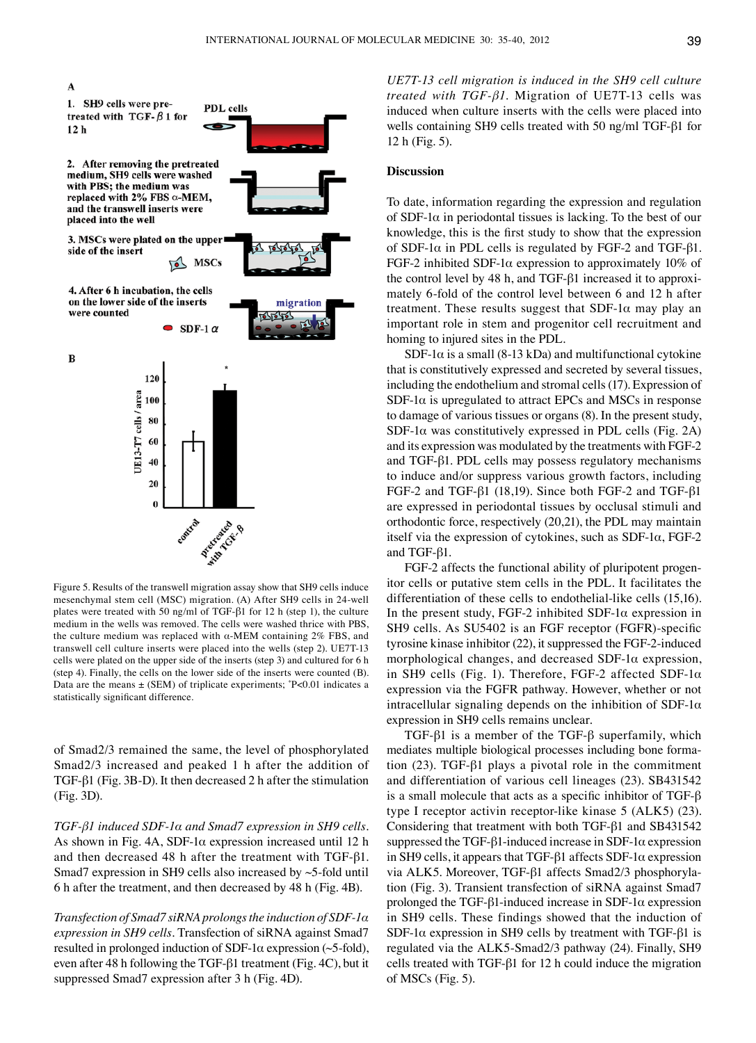Figure 5. Results of the transwell migration assay show that SH9 cells induce mesenchymal stem cell (MSC) migration. (A) After SH9 cells in 24-well plates were treated with 50 ng/ml of TGF-β1 for 12 h (step 1), the culture medium in the wells was removed. The cells were washed thrice with PBS, the culture medium was replaced with α-MEM containing 2% FBS, and transwell cell culture inserts were placed into the wells (step 2). UE7T-13 cells were plated on the upper side of the inserts (step 3) and cultured for 6 h (step 4). Finally, the cells on the lower side of the inserts were counted (B). Data are the means ± (SEM) of triplicate experiments; *P<0.01 indicates a statistically significant difference.

of Smad2/3 remained the same, the level of phosphorylated Smad2/3 increased and peaked 1 h after the addition of TGF-β1 (Fig. 3B-D). It then decreased 2 h after the stimulation (Fig. 3D).

*TGF-β1 induced SDF-1α and Smad7 expression in SH9 cells.* As shown in Fig. 4A, SDF-1α expression increased until 12 h and then decreased 48 h after the treatment with TGF-β1. Smad7 expression in SH9 cells also increased by ~5-fold until 6 h after the treatment, and then decreased by 48 h (Fig. 4B).

*Transfection of Smad7 siRNA prolongs the induction of SDF-1α expression in SH9 cells.* Transfection of siRNA against Smad7 resulted in prolonged induction of SDF-1α expression (~5-fold), even after 48 h following the TGF-β1 treatment (Fig. 4C), but it suppressed Smad7 expression after 3 h (Fig. 4D).

*UE7T-13 cell migration is induced in the SH9 cell culture treated with TGF-β1.* Migration of UE7T-13 cells was induced when culture inserts with the cells were placed into wells containing SH9 cells treated with 50 ng/ml TGF-β1 for 12 h (Fig. 5).

## Discussion

To date, information regarding the expression and regulation of SDF-1α in periodontal tissues is lacking. To the best of our knowledge, this is the first study to show that the expression of SDF-1α in PDL cells is regulated by FGF-2 and TGF-β1. FGF-2 inhibited SDF-1α expression to approximately 10% of the control level by 48 h, and TGF-β1 increased it to approximately 6-fold of the control level between 6 and 12 h after treatment. These results suggest that SDF-1α may play an important role in stem and progenitor cell recruitment and homing to injured sites in the PDL.

SDF-1α is a small (8-13 kDa) and multifunctional cytokine that is constitutively expressed and secreted by several tissues, including the endothelium and stromal cells (17). Expression of SDF-1α is upregulated to attract EPCs and MSCs in response to damage of various tissues or organs (8). In the present study, SDF-1α was constitutively expressed in PDL cells (Fig. 2A) and its expression was modulated by the treatments with FGF-2 and TGF-β1. PDL cells may possess regulatory mechanisms to induce and/or suppress various growth factors, including FGF-2 and TGF-β1 (18,19). Since both FGF-2 and TGF-β1 are expressed in periodontal tissues by occlusal stimuli and orthodontic force, respectively (20,21), the PDL may maintain itself via the expression of cytokines, such as SDF-1α, FGF-2 and TGF-β1.

FGF-2 affects the functional ability of pluripotent progenitor cells or putative stem cells in the PDL. It facilitates the differentiation of these cells to endothelial-like cells (15,16). In the present study, FGF-2 inhibited SDF-1α expression in SH9 cells. As SU5402 is an FGF receptor (FGFR)-specific tyrosine kinase inhibitor (22), it suppressed the FGF-2-induced morphological changes, and decreased SDF-1α expression, in SH9 cells (Fig. 1). Therefore, FGF-2 affected SDF-1α expression via the FGFR pathway. However, whether or not intracellular signaling depends on the inhibition of SDF-1α expression in SH9 cells remains unclear.

TGF-β1 is a member of the TGF-β superfamily, which mediates multiple biological processes including bone formation (23). TGF-β1 plays a pivotal role in the commitment and differentiation of various cell lineages (23). SB431542 is a small molecule that acts as a specific inhibitor of TGF-β type I receptor activin receptor-like kinase 5 (ALK5) (23). Considering that treatment with both TGF-β1 and SB431542 suppressed the TGF-β1-induced increase in SDF-1α expression in SH9 cells, it appears that TGF-β1 affects SDF-1α expression via ALK5. Moreover, TGF-β1 affects Smad2/3 phosphorylation (Fig. 3). Transient transfection of siRNA against Smad7 prolonged the TGF-β1-induced increase in SDF-1α expression in SH9 cells. These findings showed that the induction of SDF-1α expression in SH9 cells by treatment with TGF-β1 is regulated via the ALK5-Smad2/3 pathway (24). Finally, SH9 cells treated with TGF-β1 for 12 h could induce the migration of MSCs (Fig. 5).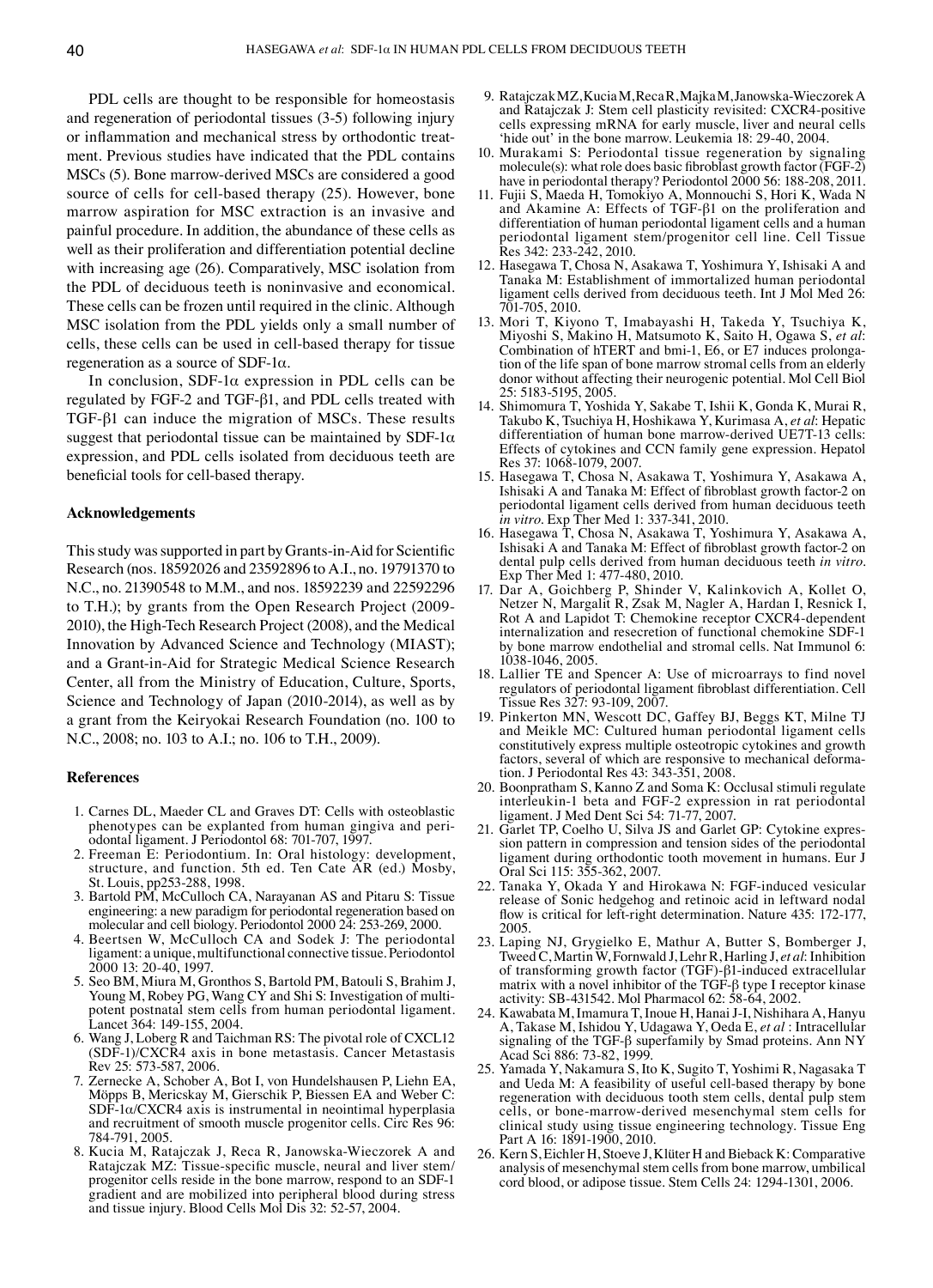PDL cells are thought to be responsible for homeostasis and regeneration of periodontal tissues (3-5) following injury or inflammation and mechanical stress by orthodontic treatment. Previous studies have indicated that the PDL contains MSCs (5). Bone marrow-derived MSCs are considered a good source of cells for cell-based therapy (25). However, bone marrow aspiration for MSC extraction is an invasive and painful procedure. In addition, the abundance of these cells as well as their proliferation and differentiation potential decline with increasing age (26). Comparatively, MSC isolation from the PDL of deciduous teeth is noninvasive and economical. These cells can be frozen until required in the clinic. Although MSC isolation from the PDL yields only a small number of cells, these cells can be used in cell-based therapy for tissue regeneration as a source of SDF-1α.

In conclusion, SDF-1α expression in PDL cells can be regulated by FGF-2 and TGF-β1, and PDL cells treated with TGF-β1 can induce the migration of MSCs. These results suggest that periodontal tissue can be maintained by SDF-1α expression, and PDL cells isolated from deciduous teeth are beneficial tools for cell-based therapy.

## Acknowledgements

This study was supported in part by Grants-in-Aid for Scientific Research (nos. 18592026 and 23592896 to A.I., no. 19791370 to N.C., no. 21390548 to M.M., and nos. 18592239 and 22592296 to T.H.); by grants from the Open Research Project (2009-2010), the High-Tech Research Project (2008), and the Medical Innovation by Advanced Science and Technology (MIAST); and a Grant-in-Aid for Strategic Medical Science Research Center, all from the Ministry of Education, Culture, Sports, Science and Technology of Japan (2010-2014), as well as by a grant from the Keiryokai Research Foundation (no. 100 to N.C., 2008; no. 103 to A.I.; no. 106 to T.H., 2009).

## References

1. Carnes DL, Maeder CL and Graves DT: Cells with osteoblastic phenotypes can be explanted from human gingiva and periodontal ligament. J Periodontol 68: 701-707, 1997.
2. Freeman E: Periodontium. In: Oral histology: development, structure, and function. 5th ed. Ten Cate AR (ed.) Mosby, St. Louis, pp253-288, 1998.
3. Bartold PM, McCulloch CA, Narayanan AS and Pitaru S: Tissue engineering: a new paradigm for periodontal regeneration based on molecular and cell biology. Periodontol 2000 24: 253-269, 2000.
4. Beertsen W, McCulloch CA and Sodek J: The periodontal ligament: a unique, multifunctional connective tissue. Periodontol 2000 13: 20-40, 1997.
5. Seo BM, Miura M, Gronthos S, Bartold PM, Batouli S, Brahim J, Young M, Robey PG, Wang CY and Shi S: Investigation of multipotent postnatal stem cells from human periodontal ligament. Lancet 364: 149-155, 2004.
6. Wang J, Loberg R and Taichman RS: The pivotal role of CXCL12 (SDF-1)/CXCR4 axis in bone metastasis. Cancer Metastasis Rev 25: 573-587, 2006.
7. Zernecke A, Schober A, Bot I, von Hundelshausen P, Liehn EA, Möpps B, Mericskay M, Gierschik P, Biessen EA and Weber C: SDF-1α/CXCR4 axis is instrumental in neointimal hyperplasia and recruitment of smooth muscle progenitor cells. Circ Res 96: 784-791, 2005.
8. Kucia M, Ratajczak J, Reca R, Janowska-Wieczorek A and Ratajczak MZ: Tissue-specific muscle, neural and liver stem/progenitor cells reside in the bone marrow, respond to an SDF-1 gradient and are mobilized into peripheral blood during stress and tissue injury. Blood Cells Mol Dis 32: 52-57, 2004.
9. Ratajczak MZ, Kucia M, Reca R, Majka M, Janowska-Wieczorek A and Ratajczak J: Stem cell plasticity revisited: CXCR4-positive cells expressing mRNA for early muscle, liver and neural cells 'hide out' in the bone marrow. Leukemia 18: 29-40, 2004.
10. Murakami S: Periodontal tissue regeneration by signaling molecule(s): what role does basic fibroblast growth factor (FGF-2) have in periodontal therapy? Periodontol 2000 56: 188-208, 2011.
11. Fujii S, Maeda H, Tomokiyo A, Monnouchi S, Hori K, Wada N and Akamine A: Effects of TGF-β1 on the proliferation and differentiation of human periodontal ligament cells and a human periodontal ligament stem/progenitor cell line. Cell Tissue Res 342: 233-242, 2010.
12. Hasegawa T, Chosa N, Asakawa T, Yoshimura Y, Ishisaki A and Tanaka M: Establishment of immortalized human periodontal ligament cells derived from deciduous teeth. Int J Mol Med 26: 701-705, 2010.
13. Mori T, Kiyono T, Imabayashi H, Takeda Y, Tsuchiya K, Miyoshi S, Makino H, Matsumoto K, Saito H, Ogawa S, *et al*: Combination of hTERT and bmi-1, E6, or E7 induces prolongation of the life span of bone marrow stromal cells from an elderly donor without affecting their neurogenic potential. Mol Cell Biol 25: 5183-5195, 2005.
14. Shimomura T, Yoshida Y, Sakabe T, Ishii K, Gonda K, Murai R, Takubo K, Tsuchiya H, Hoshikawa Y, Kurimasa A, *et al*: Hepatic differentiation of human bone marrow-derived UE7T-13 cells: Effects of cytokines and CCN family gene expression. Hepatol Res 37: 1068-1079, 2007.
15. Hasegawa T, Chosa N, Asakawa T, Yoshimura Y, Asakawa A, Ishisaki A and Tanaka M: Effect of fibroblast growth factor-2 on periodontal ligament cells derived from human deciduous teeth *in vitro*. Exp Ther Med 1: 337-341, 2010.
16. Hasegawa T, Chosa N, Asakawa T, Yoshimura Y, Asakawa A, Ishisaki A and Tanaka M: Effect of fibroblast growth factor-2 on dental pulp cells derived from human deciduous teeth *in vitro*. Exp Ther Med 1: 477-480, 2010.
17. Dar A, Goichberg P, Shinder V, Kalinkovich A, Kollet O, Netzer N, Margalit R, Zsak M, Nagler A, Hardan I, Resnick I, Rot A and Lapidot T: Chemokine receptor CXCR4-dependent internalization and resecretion of functional chemokine SDF-1 by bone marrow endothelial and stromal cells. Nat Immunol 6: 1038-1046, 2005.
18. Lallier TE and Spencer A: Use of microarrays to find novel regulators of periodontal ligament fibroblast differentiation. Cell Tissue Res 327: 93-109, 2007.
19. Pinkerton MN, Wescott DC, Gaffey BJ, Beggs KT, Milne TJ and Meikle MC: Cultured human periodontal ligament cells constitutively express multiple osteotropic cytokines and growth factors, several of which are responsive to mechanical deformation. J Periodontal Res 43: 343-351, 2008.
20. Boonpratham S, Kanno Z and Soma K: Occlusal stimuli regulate interleukin-1 beta and FGF-2 expression in rat periodontal ligament. J Med Dent Sci 54: 71-77, 2007.
21. Garlet TP, Coelho U, Silva JS and Garlet GP: Cytokine expression pattern in compression and tension sides of the periodontal ligament during orthodontic tooth movement in humans. Eur J Oral Sci 115: 355-362, 2007.
22. Tanaka Y, Okada Y and Hirokawa N: FGF-induced vesicular release of Sonic hedgehog and retinoic acid in leftward nodal flow is critical for left-right determination. Nature 435: 172-177, 2005.
23. Laping NJ, Grygielko E, Mathur A, Butter S, Bomberger J, Tweed C, Martin W, Fornwald J, Lehr R, Harling J, *et al*: Inhibition of transforming growth factor (TGF)-β1-induced extracellular matrix with a novel inhibitor of the TGF-β type I receptor kinase activity: SB-431542. Mol Pharmacol 62: 58-64, 2002.
24. Kawabata M, Imamura T, Inoue H, Hanai J-I, Nishihara A, Hanyu A, Takase M, Ishidou Y, Udagawa Y, Oeda E, *et al* : Intracellular signaling of the TGF-β superfamily by Smad proteins. Ann NY Acad Sci 886: 73-82, 1999.
25. Yamada Y, Nakamura S, Ito K, Sugito T, Yoshimi R, Nagasaka T and Ueda M: A feasibility of useful cell-based therapy by bone regeneration with deciduous tooth stem cells, dental pulp stem cells, or bone-marrow-derived mesenchymal stem cells for clinical study using tissue engineering technology. Tissue Eng Part A 16: 1891-1900, 2010.
26. Kern S, Eichler H, Stoeve J, Klüter H and Bieback K: Comparative analysis of mesenchymal stem cells from bone marrow, umbilical cord blood, or adipose tissue. Stem Cells 24: 1294-1301, 2006.